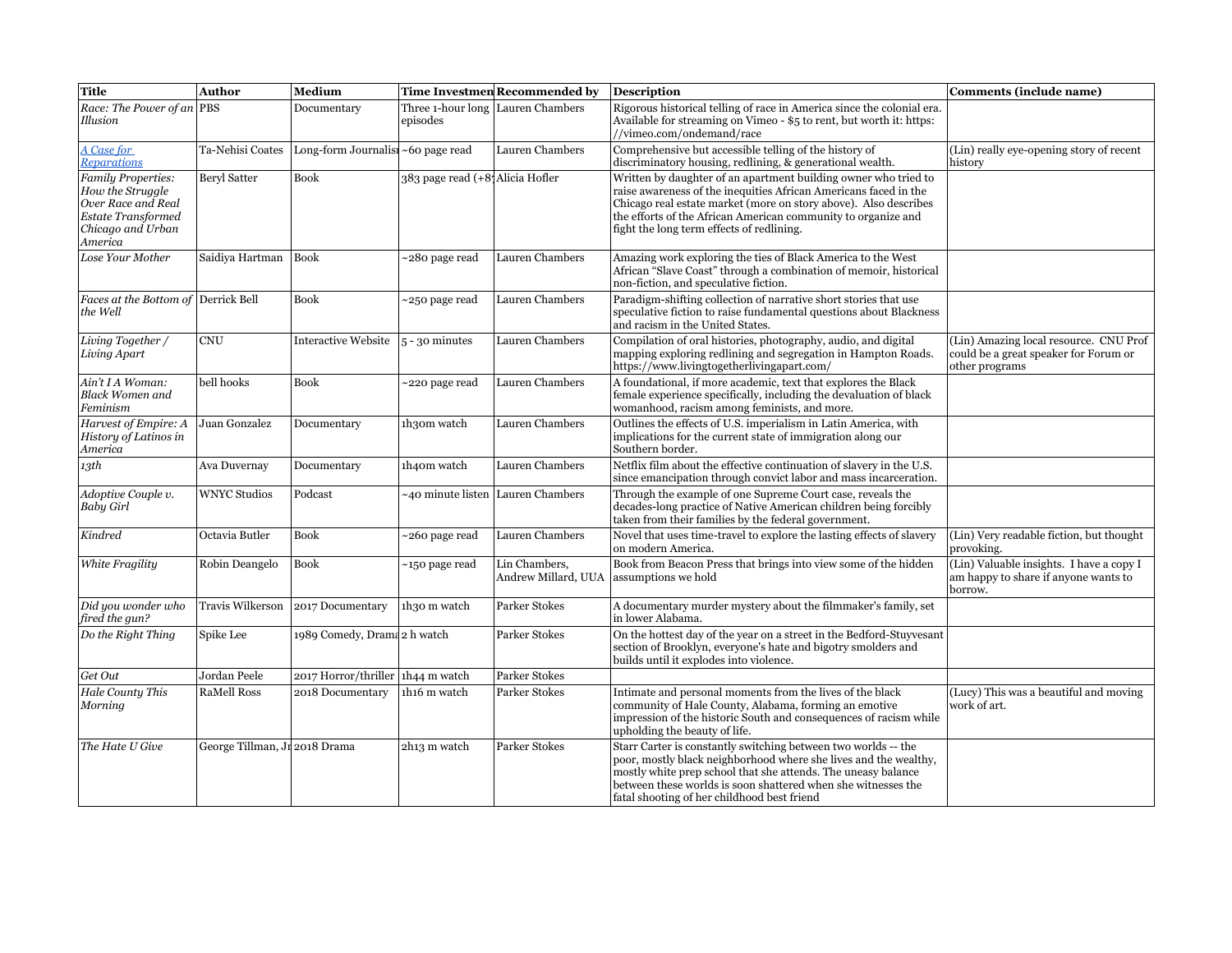| Title | Author | Medium | Time Investmen | Recommended by | Description | Comments (include name) |
|---|---|---|---|---|---|---|
| *Race: The Power of an Illusion* | PBS | Documentary | Three 1-hour long episodes | Lauren Chambers | Rigorous historical telling of race in America since the colonial era. Available for streaming on Vimeo - $5 to rent, but worth it: https://vimeo.com/ondemand/race | |
| *A Case for Reparations* | Ta-Nehisi Coates | Long-form Journalisı | ~60 page read | Lauren Chambers | Comprehensive but accessible telling of the history of discriminatory housing, redlining, & generational wealth. | (Lin) really eye-opening story of recent history |
| *Family Properties: How the Struggle Over Race and Real Estate Transformed Chicago and Urban America* | Beryl Satter | Book | 383 page read (+8 | Alicia Hofler | Written by daughter of an apartment building owner who tried to raise awareness of the inequities African Americans faced in the Chicago real estate market (more on story above). Also describes the efforts of the African American community to organize and fight the long term effects of redlining. | |
| *Lose Your Mother* | Saidiya Hartman | Book | ~280 page read | Lauren Chambers | Amazing work exploring the ties of Black America to the West African "Slave Coast" through a combination of memoir, historical non-fiction, and speculative fiction. | |
| *Faces at the Bottom of the Well* | Derrick Bell | Book | ~250 page read | Lauren Chambers | Paradigm-shifting collection of narrative short stories that use speculative fiction to raise fundamental questions about Blackness and racism in the United States. | |
| *Living Together / Living Apart* | CNU | Interactive Website | 5 - 30 minutes | Lauren Chambers | Compilation of oral histories, photography, audio, and digital mapping exploring redlining and segregation in Hampton Roads. https://www.livingtogetherlivingapart.com/ | (Lin) Amazing local resource. CNU Prof could be a great speaker for Forum or other programs |
| *Ain't I A Woman: Black Women and Feminism* | bell hooks | Book | ~220 page read | Lauren Chambers | A foundational, if more academic, text that explores the Black female experience specifically, including the devaluation of black womanhood, racism among feminists, and more. | |
| *Harvest of Empire: A History of Latinos in America* | Juan Gonzalez | Documentary | 1h30m watch | Lauren Chambers | Outlines the effects of U.S. imperialism in Latin America, with implications for the current state of immigration along our Southern border. | |
| *13th* | Ava Duvernay | Documentary | 1h40m watch | Lauren Chambers | Netflix film about the effective continuation of slavery in the U.S. since emancipation through convict labor and mass incarceration. | |
| *Adoptive Couple v. Baby Girl* | WNYC Studios | Podcast | ~40 minute listen | Lauren Chambers | Through the example of one Supreme Court case, reveals the decades-long practice of Native American children being forcibly taken from their families by the federal government. | |
| *Kindred* | Octavia Butler | Book | ~260 page read | Lauren Chambers | Novel that uses time-travel to explore the lasting effects of slavery on modern America. | (Lin) Very readable fiction, but thought provoking. |
| *White Fragility* | Robin Deangelo | Book | ~150 page read | Lin Chambers, Andrew Millard, UUA | Book from Beacon Press that brings into view some of the hidden assumptions we hold | (Lin) Valuable insights. I have a copy I am happy to share if anyone wants to borrow. |
| *Did you wonder who fired the gun?* | Travis Wilkerson | 2017 Documentary | 1h30 m watch | Parker Stokes | A documentary murder mystery about the filmmaker's family, set in lower Alabama. | |
| *Do the Right Thing* | Spike Lee | 1989 Comedy, Drama | 2 h watch | Parker Stokes | On the hottest day of the year on a street in the Bedford-Stuyvesant section of Brooklyn, everyone's hate and bigotry smolders and builds until it explodes into violence. | |
| *Get Out* | Jordan Peele | 2017 Horror/thriller | 1h44 m watch | Parker Stokes | | |
| *Hale County This Morning* | RaMell Ross | 2018 Documentary | 1h16 m watch | Parker Stokes | Intimate and personal moments from the lives of the black community of Hale County, Alabama, forming an emotive impression of the historic South and consequences of racism while upholding the beauty of life. | (Lucy) This was a beautiful and moving work of art. |
| *The Hate U Give* | George Tillman, Jı | 2018 Drama | 2h13 m watch | Parker Stokes | Starr Carter is constantly switching between two worlds -- the poor, mostly black neighborhood where she lives and the wealthy, mostly white prep school that she attends. The uneasy balance between these worlds is soon shattered when she witnesses the fatal shooting of her childhood best friend | |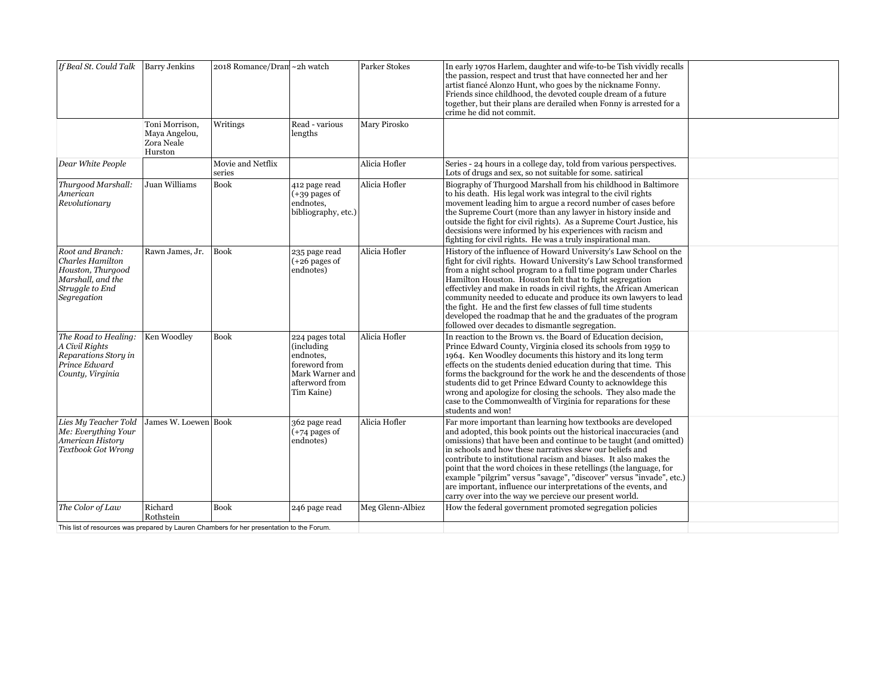| | | | | | | |
|---|---|---|---|---|---|---|
| *If Beal St. Could Talk* | Barry Jenkins | 2018 Romance/Dram | ~2h watch | Parker Stokes | In early 1970s Harlem, daughter and wife-to-be Tish vividly recalls the passion, respect and trust that have connected her and her artist fiancé Alonzo Hunt, who goes by the nickname Fonny. Friends since childhood, the devoted couple dream of a future together, but their plans are derailed when Fonny is arrested for a crime he did not commit. | |
| | Toni Morrison, Maya Angelou, Zora Neale Hurston | Writings | Read - various lengths | Mary Pirosko | | |
| *Dear White People* | | Movie and Netflix series | | Alicia Hofler | Series - 24 hours in a college day, told from various perspectives. Lots of drugs and sex, so not suitable for some. satirical | |
| *Thurgood Marshall: American Revolutionary* | Juan Williams | Book | 412 page read (+39 pages of endnotes, bibliography, etc.) | Alicia Hofler | Biography of Thurgood Marshall from his childhood in Baltimore to his death. His legal work was integral to the civil rights movement leading him to argue a record number of cases before the Supreme Court (more than any lawyer in history inside and outside the fight for civil rights). As a Supreme Court Justice, his decsisions were informed by his experiences with racism and fighting for civil rights. He was a truly inspirational man. | |
| *Root and Branch: Charles Hamilton Houston, Thurgood Marshall, and the Struggle to End Segregation* | Rawn James, Jr. | Book | 235 page read (+26 pages of endnotes) | Alicia Hofler | History of the influence of Howard University's Law School on the fight for civil rights. Howard University's Law School transformed from a night school program to a full time pogram under Charles Hamilton Houston. Houston felt that to fight segregation effectivley and make in roads in civil rights, the African American community needed to educate and produce its own lawyers to lead the fight. He and the first few classes of full time students developed the roadmap that he and the graduates of the program followed over decades to dismantle segregation. | |
| *The Road to Healing: A Civil Rights Reparations Story in Prince Edward County, Virginia* | Ken Woodley | Book | 224 pages total (including endnotes, foreword from Mark Warner and afterword from Tim Kaine) | Alicia Hofler | In reaction to the Brown vs. the Board of Education decision, Prince Edward County, Virginia closed its schools from 1959 to 1964. Ken Woodley documents this history and its long term effects on the students denied education during that time. This forms the background for the work he and the descendents of those students did to get Prince Edward County to acknowldege this wrong and apologize for closing the schools. They also made the case to the Commonwealth of Virginia for reparations for these students and won! | |
| *Lies My Teacher Told Me: Everything Your American History Textbook Got Wrong* | James W. Loewen | Book | 362 page read (+74 pages of endnotes) | Alicia Hofler | Far more important than learning how textbooks are developed and adopted, this book points out the historical inaccuracies (and omissions) that have been and continue to be taught (and omitted) in schools and how these narratives skew our beliefs and contribute to institutional racism and biases. It also makes the point that the word choices in these retellings (the language, for example "pilgrim" versus "savage", "discover" versus "invade", etc.) are important, influence our interpretations of the events, and carry over into the way we percieve our present world. | |
| *The Color of Law* | Richard Rothstein | Book | 246 page read | Meg Glenn-Albiez | How the federal government promoted segregation policies | |
| This list of resources was prepared by Lauren Chambers for her presentation to the Forum. | | | | | | |